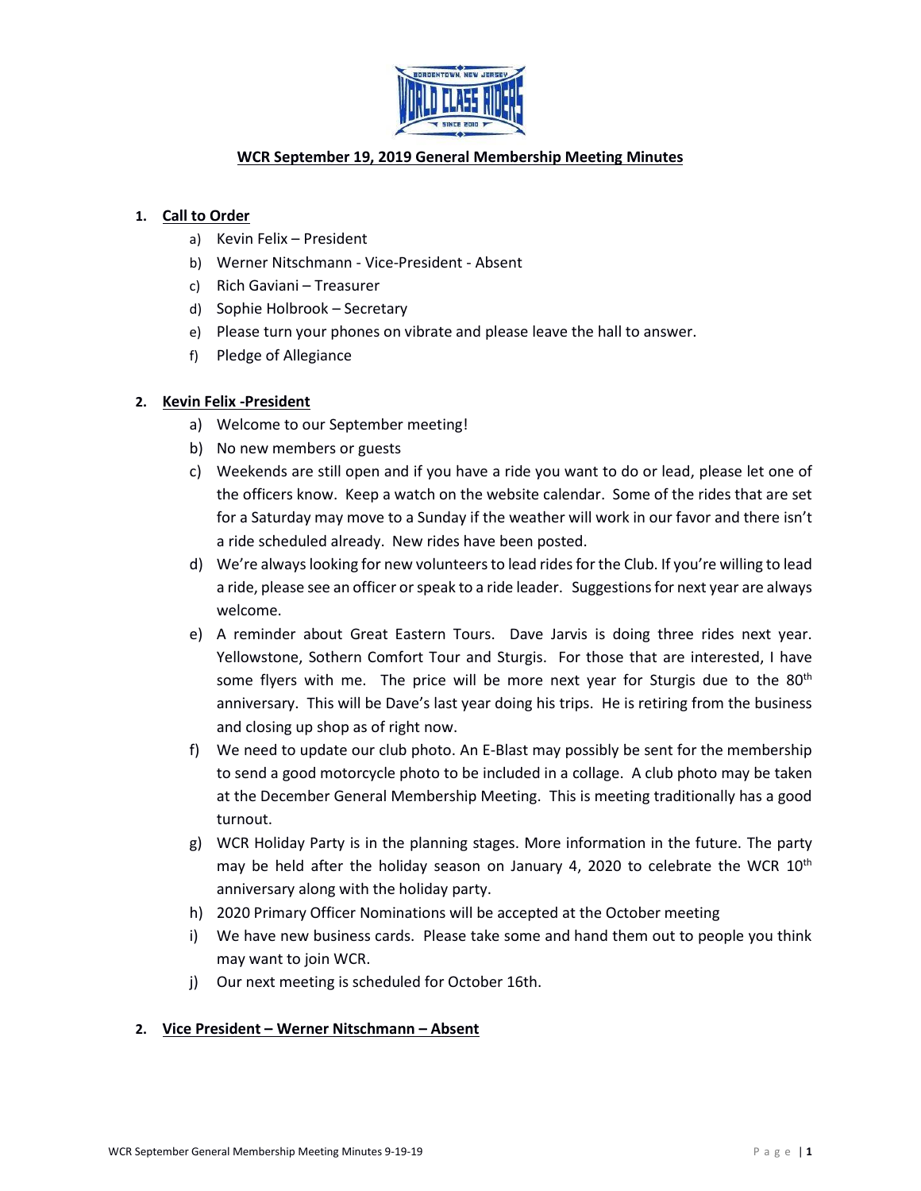# WCR September 19, 2019 General Membership Meeting Minutes

1. **Call to Order**
    a) Kevin Felix – President
    b) Werner Nitschmann - Vice-President - Absent
    c) Rich Gaviani – Treasurer
    d) Sophie Holbrook – Secretary
    e) Please turn your phones on vibrate and please leave the hall to answer.
    f) Pledge of Allegiance

2. **Kevin Felix -President**
    a) Welcome to our September meeting!
    b) No new members or guests
    c) Weekends are still open and if you have a ride you want to do or lead, please let one of the officers know. Keep a watch on the website calendar. Some of the rides that are set for a Saturday may move to a Sunday if the weather will work in our favor and there isn't a ride scheduled already. New rides have been posted.
    d) We're always looking for new volunteers to lead rides for the Club. If you're willing to lead a ride, please see an officer or speak to a ride leader. Suggestions for next year are always welcome.
    e) A reminder about Great Eastern Tours. Dave Jarvis is doing three rides next year. Yellowstone, Sothern Comfort Tour and Sturgis. For those that are interested, I have some flyers with me. The price will be more next year for Sturgis due to the 80th anniversary. This will be Dave's last year doing his trips. He is retiring from the business and closing up shop as of right now.
    f) We need to update our club photo. An E-Blast may possibly be sent for the membership to send a good motorcycle photo to be included in a collage. A club photo may be taken at the December General Membership Meeting. This is meeting traditionally has a good turnout.
    g) WCR Holiday Party is in the planning stages. More information in the future. The party may be held after the holiday season on January 4, 2020 to celebrate the WCR 10th anniversary along with the holiday party.
    h) 2020 Primary Officer Nominations will be accepted at the October meeting
    i) We have new business cards. Please take some and hand them out to people you think may want to join WCR.
    j) Our next meeting is scheduled for October 16th.

2. **Vice President – Werner Nitschmann – Absent**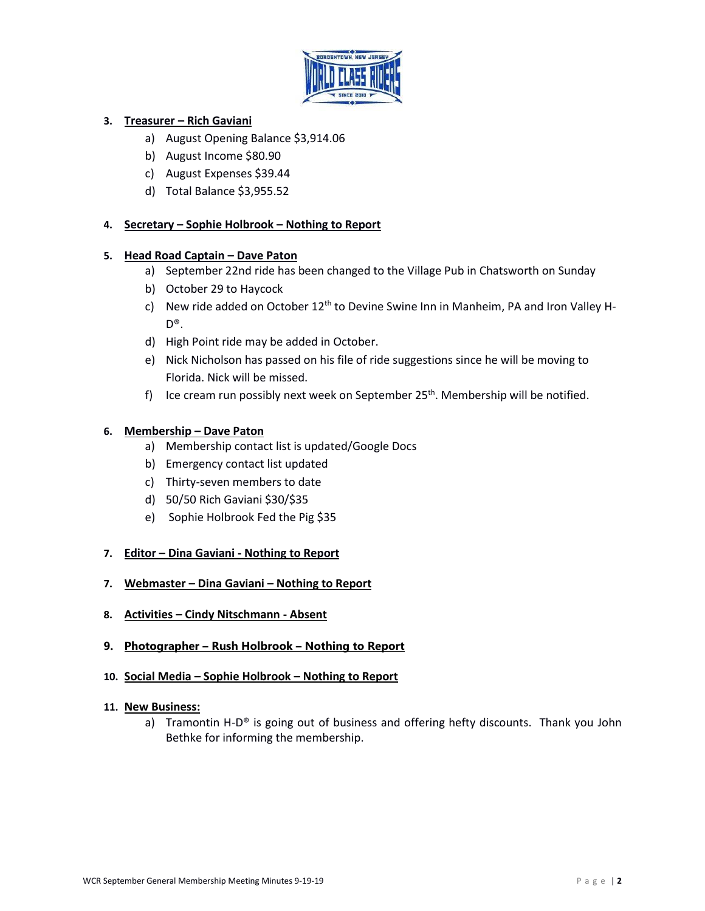3. **Treasurer – Rich Gaviani**
    a) August Opening Balance $3,914.06
    b) August Income $80.90
    c) August Expenses $39.44
    d) Total Balance $3,955.52

4. **Secretary – Sophie Holbrook – Nothing to Report**

5. **Head Road Captain – Dave Paton**
    a) September 22nd ride has been changed to the Village Pub in Chatsworth on Sunday
    b) October 29 to Haycock
    c) New ride added on October 12th to Devine Swine Inn in Manheim, PA and Iron Valley H-D®.
    d) High Point ride may be added in October.
    e) Nick Nicholson has passed on his file of ride suggestions since he will be moving to Florida. Nick will be missed.
    f) Ice cream run possibly next week on September 25th. Membership will be notified.

6. **Membership – Dave Paton**
    a) Membership contact list is updated/Google Docs
    b) Emergency contact list updated
    c) Thirty-seven members to date
    d) 50/50 Rich Gaviani $30/$35
    e) Sophie Holbrook Fed the Pig $35

7. **Editor – Dina Gaviani - Nothing to Report**

7. **Webmaster – Dina Gaviani – Nothing to Report**

8. **Activities – Cindy Nitschmann - Absent**

9. **Photographer – Rush Holbrook – Nothing to Report**

10. **Social Media – Sophie Holbrook – Nothing to Report**

11. **New Business:**
    a) Tramontin H-D® is going out of business and offering hefty discounts. Thank you John Bethke for informing the membership.